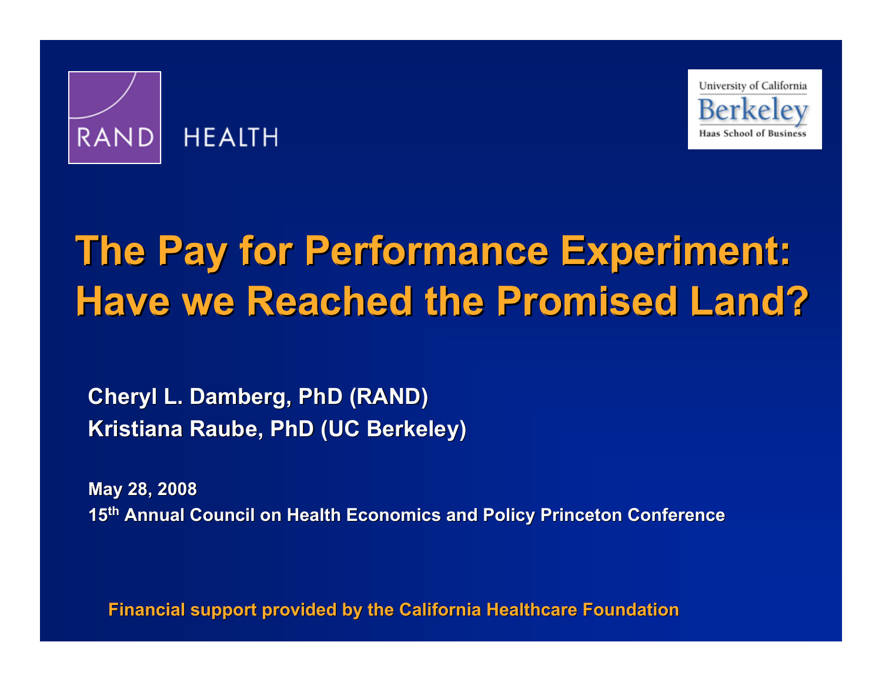RAND HEALTH

University of California Berkeley Haas School of Business

# The Pay for Performance Experiment: Have we Reached the Promised Land?

**Cheryl L. Damberg, PhD (RAND)**
**Kristiana Raube, PhD (UC Berkeley)**

**May 28, 2008**
**15th Annual Council on Health Economics and Policy Princeton Conference**

**Financial support provided by the California Healthcare Foundation**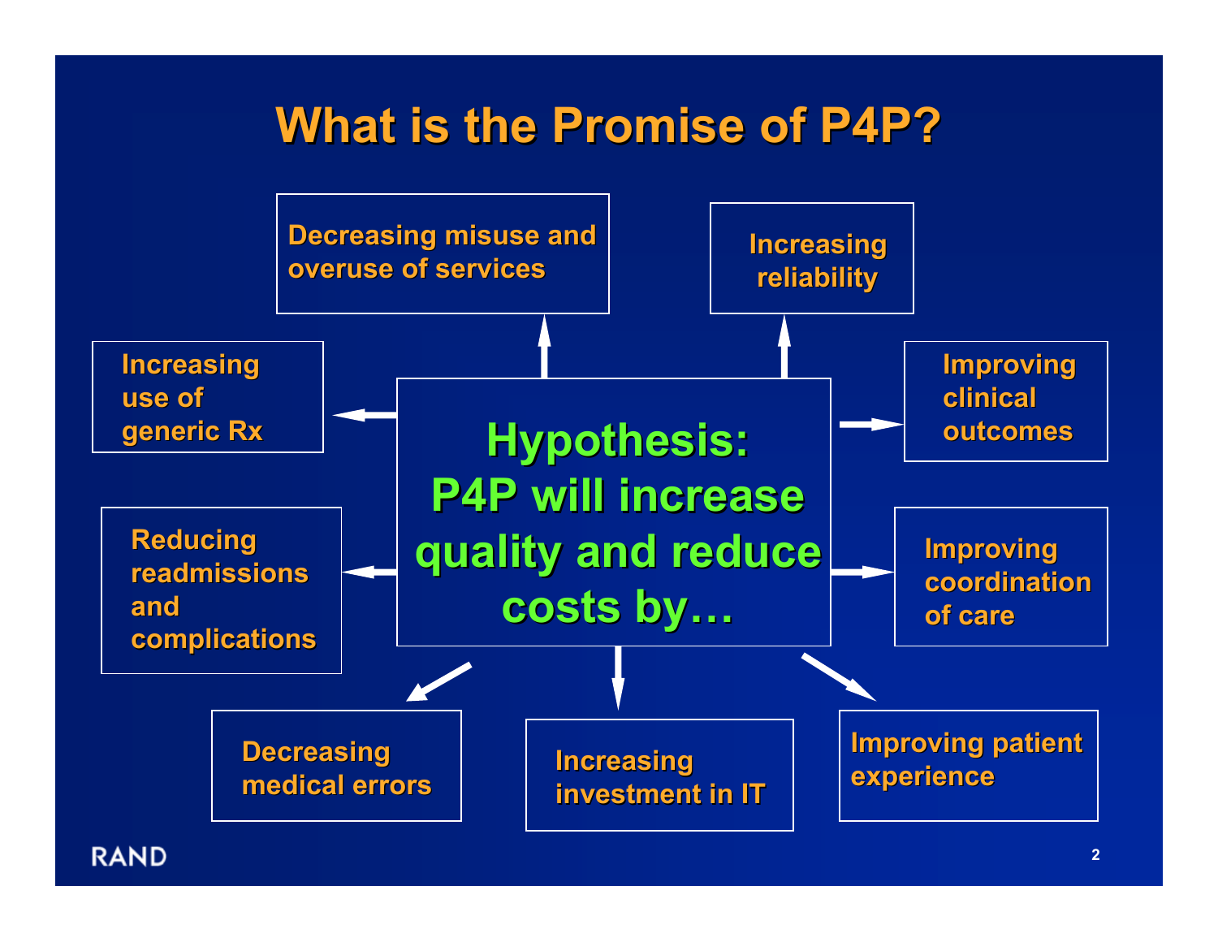# What is the Promise of P4P?

**Hypothesis: P4P will increase quality and reduce costs by…**

- Decreasing misuse and overuse of services
- Increasing reliability
- Improving clinical outcomes
- Improving coordination of care
- Improving patient experience
- Increasing investment in IT
- Decreasing medical errors
- Reducing readmissions and complications
- Increasing use of generic Rx

RAND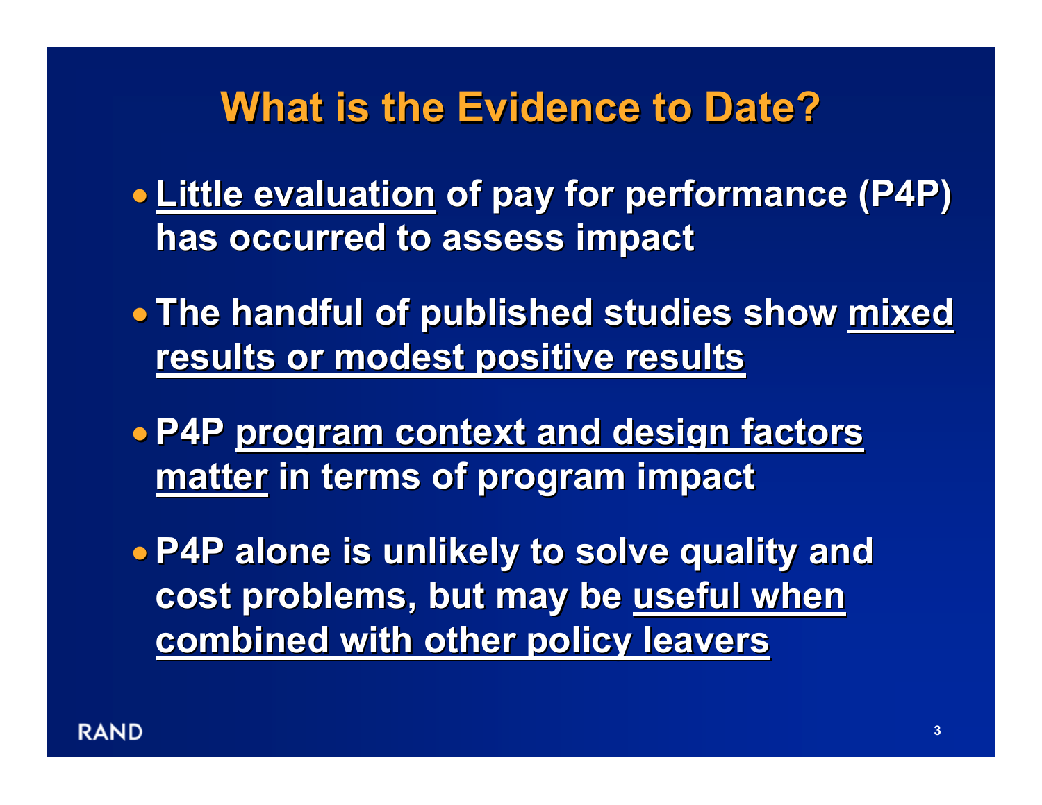# What is the Evidence to Date?

- <u>Little evaluation</u> of pay for performance (P4P) has occurred to assess impact
- The handful of published studies show <u>mixed results or modest positive results</u>
- P4P <u>program context and design factors matter</u> in terms of program impact
- P4P alone is unlikely to solve quality and cost problems, but may be <u>useful when combined with other policy leavers</u>

RAND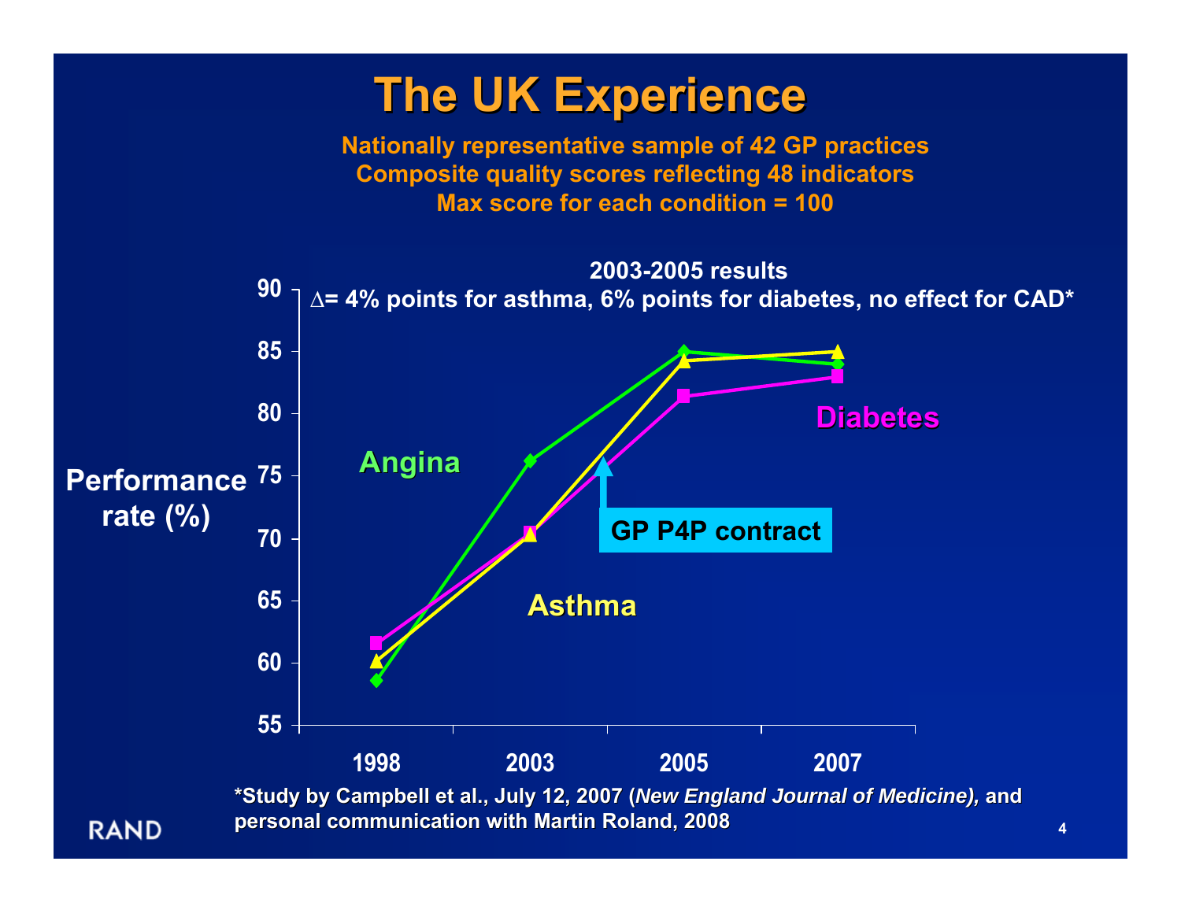# The UK Experience

**Nationally representative sample of 42 GP practices**
**Composite quality scores reflecting 48 indicators**
**Max score for each condition = 100**

**2003-2005 results**
**∆= 4% points for asthma, 6% points for diabetes, no effect for CAD***

Performance rate (%)

| Year | Angina | Asthma | Diabetes |
|---|---|---|---|
| 1998 | ~58.6 | ~60.2 | ~61.6 |
| 2003 | ~76.2 | ~70.3 | ~70.5 |
| 2005 | ~85 | ~84.3 | ~81.4 |
| 2007 | ~84 | ~85 | ~83 |

GP P4P contract (between 2003 and 2005)

*Study by Campbell et al., July 12, 2007 (*New England Journal of Medicine*), and personal communication with Martin Roland, 2008

RAND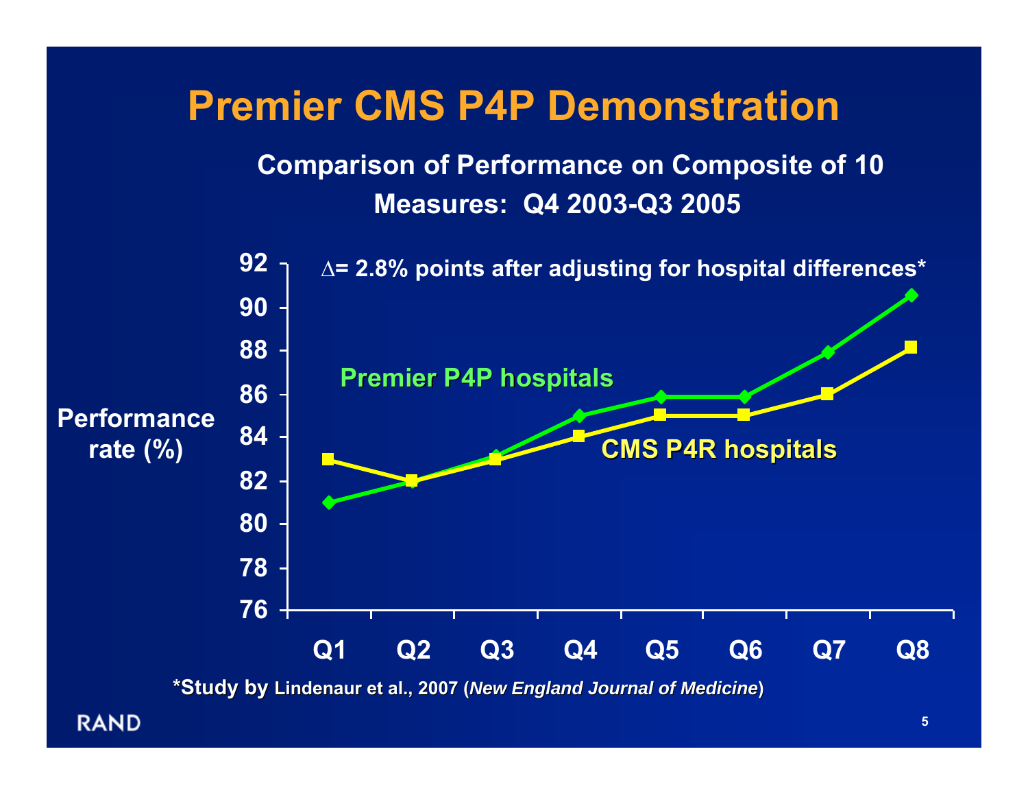# Premier CMS P4P Demonstration

## Comparison of Performance on Composite of 10 Measures: Q4 2003-Q3 2005

∆= 2.8% points after adjusting for hospital differences*

Performance rate (%)

92
90
88
86
84
82
80
78
76

Premier P4P hospitals

CMS P4R hospitals

Q1 Q2 Q3 Q4 Q5 Q6 Q7 Q8

*Study by Lindenaur et al., 2007 (*New England Journal of Medicine*)

RAND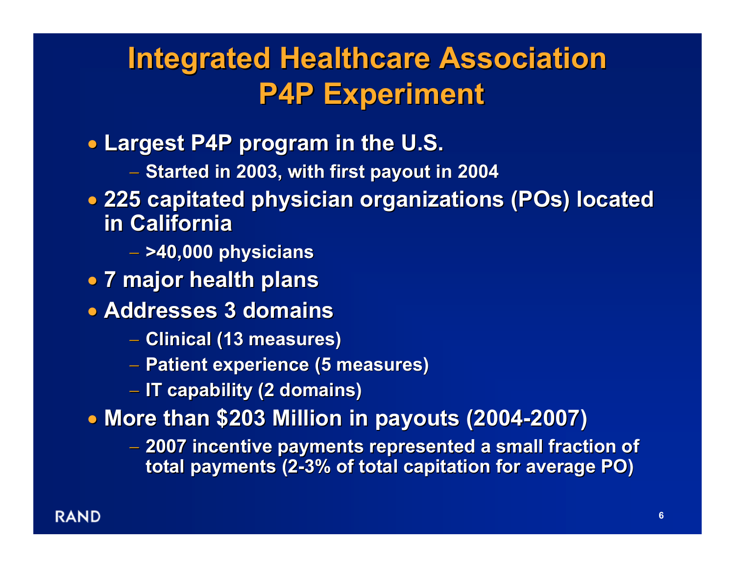# Integrated Healthcare Association P4P Experiment

- Largest P4P program in the U.S.
  - Started in 2003, with first payout in 2004
- 225 capitated physician organizations (POs) located in California
  - >40,000 physicians
- 7 major health plans
- Addresses 3 domains
  - Clinical (13 measures)
  - Patient experience (5 measures)
  - IT capability (2 domains)
- More than $203 Million in payouts (2004-2007)
  - 2007 incentive payments represented a small fraction of total payments (2-3% of total capitation for average PO)

RAND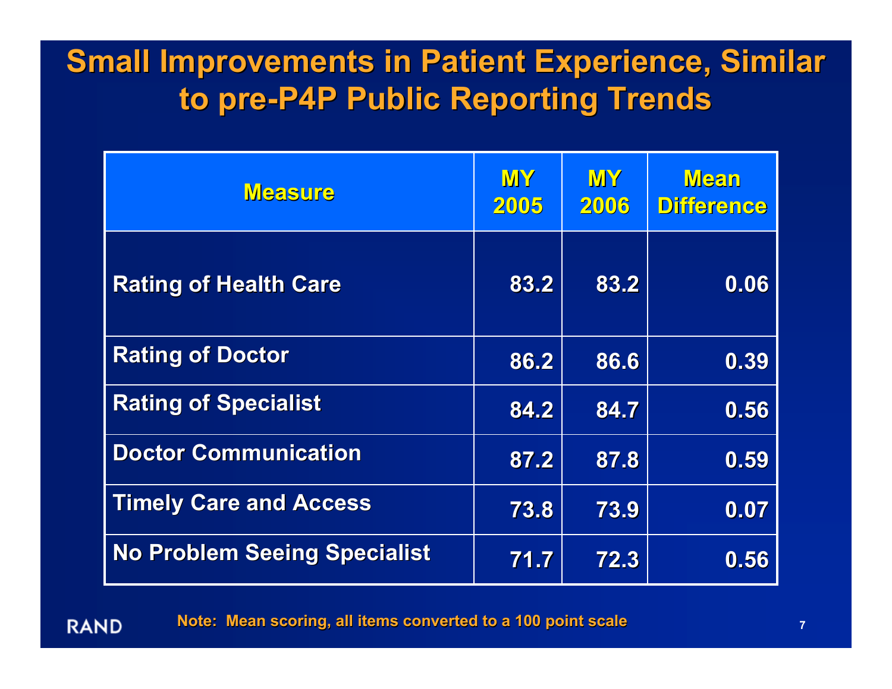# Small Improvements in Patient Experience, Similar to pre-P4P Public Reporting Trends

| Measure | MY 2005 | MY 2006 | Mean Difference |
|---|---|---|---|
| Rating of Health Care | 83.2 | 83.2 | 0.06 |
| Rating of Doctor | 86.2 | 86.6 | 0.39 |
| Rating of Specialist | 84.2 | 84.7 | 0.56 |
| Doctor Communication | 87.2 | 87.8 | 0.59 |
| Timely Care and Access | 73.8 | 73.9 | 0.07 |
| No Problem Seeing Specialist | 71.7 | 72.3 | 0.56 |

Note: Mean scoring, all items converted to a 100 point scale

RAND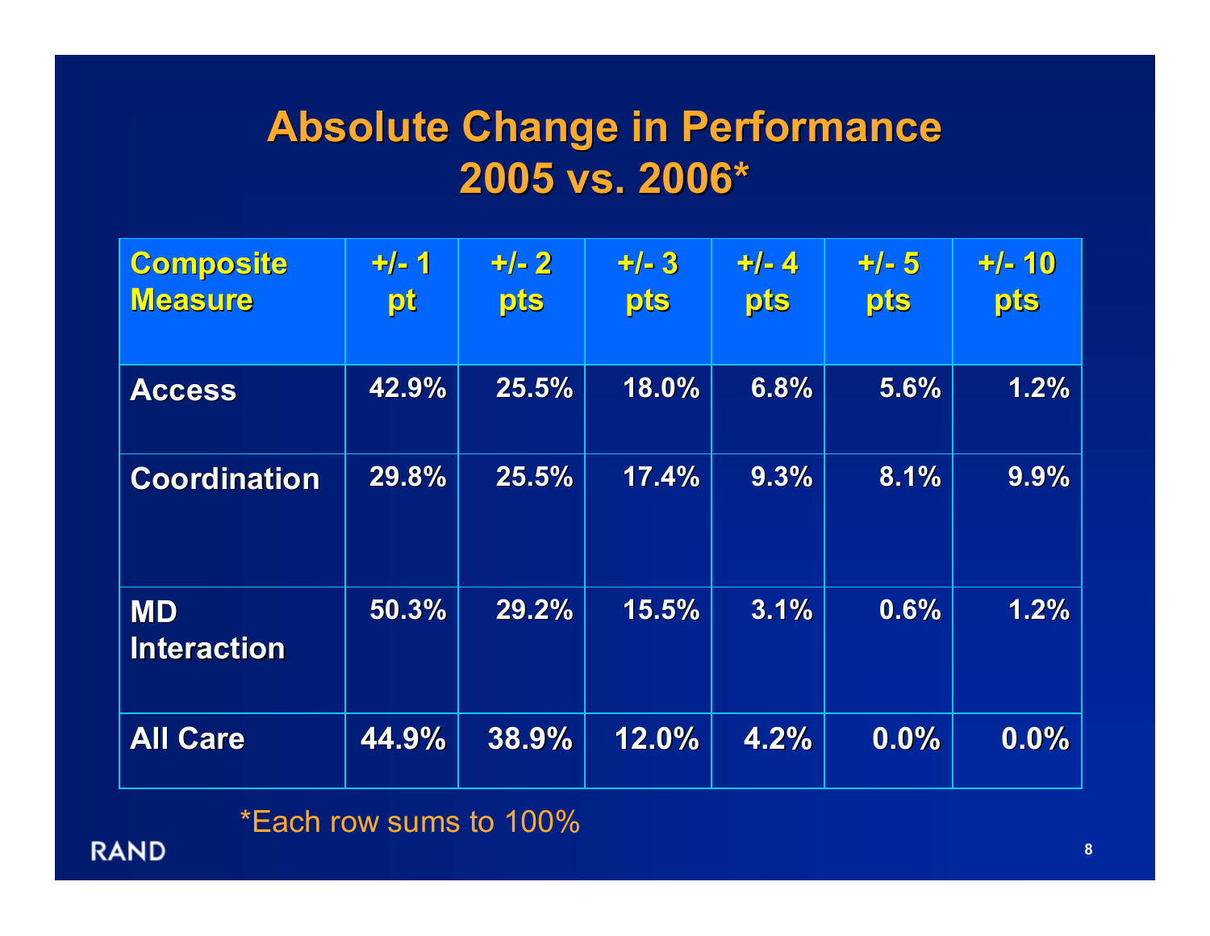# Absolute Change in Performance 2005 vs. 2006*

| Composite Measure | +/- 1 pt | +/- 2 pts | +/- 3 pts | +/- 4 pts | +/- 5 pts | +/- 10 pts |
|---|---|---|---|---|---|---|
| Access | 42.9% | 25.5% | 18.0% | 6.8% | 5.6% | 1.2% |
| Coordination | 29.8% | 25.5% | 17.4% | 9.3% | 8.1% | 9.9% |
| MD Interaction | 50.3% | 29.2% | 15.5% | 3.1% | 0.6% | 1.2% |
| All Care | 44.9% | 38.9% | 12.0% | 4.2% | 0.0% | 0.0% |

*Each row sums to 100%

RAND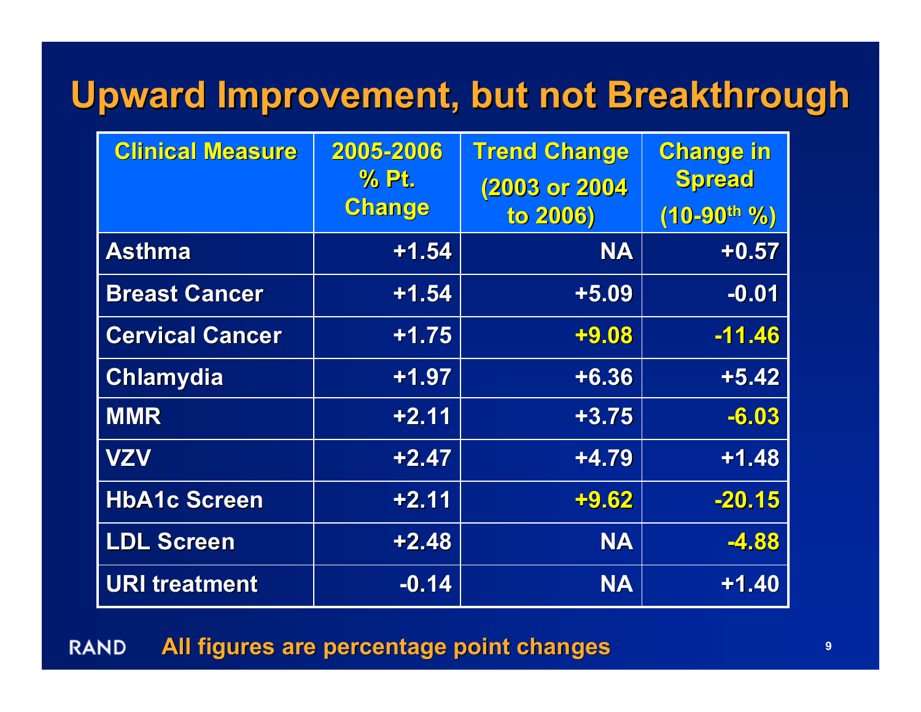# Upward Improvement, but not Breakthrough

| Clinical Measure | 2005-2006 % Pt. Change | Trend Change (2003 or 2004 to 2006) | Change in Spread (10-90th %) |
|---|---|---|---|
| Asthma | +1.54 | NA | +0.57 |
| Breast Cancer | +1.54 | +5.09 | -0.01 |
| Cervical Cancer | +1.75 | +9.08 | -11.46 |
| Chlamydia | +1.97 | +6.36 | +5.42 |
| MMR | +2.11 | +3.75 | -6.03 |
| VZV | +2.47 | +4.79 | +1.48 |
| HbA1c Screen | +2.11 | +9.62 | -20.15 |
| LDL Screen | +2.48 | NA | -4.88 |
| URI treatment | -0.14 | NA | +1.40 |

RAND

All figures are percentage point changes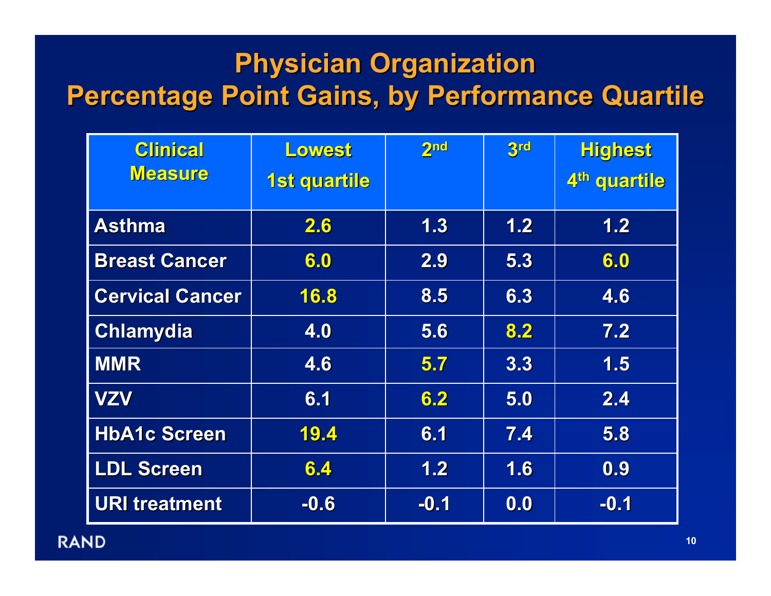# Physician Organization Percentage Point Gains, by Performance Quartile

| Clinical Measure | Lowest 1st quartile | 2nd | 3rd | Highest 4th quartile |
|---|---|---|---|---|
| Asthma | 2.6 | 1.3 | 1.2 | 1.2 |
| Breast Cancer | 6.0 | 2.9 | 5.3 | 6.0 |
| Cervical Cancer | 16.8 | 8.5 | 6.3 | 4.6 |
| Chlamydia | 4.0 | 5.6 | 8.2 | 7.2 |
| MMR | 4.6 | 5.7 | 3.3 | 1.5 |
| VZV | 6.1 | 6.2 | 5.0 | 2.4 |
| HbA1c Screen | 19.4 | 6.1 | 7.4 | 5.8 |
| LDL Screen | 6.4 | 1.2 | 1.6 | 0.9 |
| URI treatment | -0.6 | -0.1 | 0.0 | -0.1 |

RAND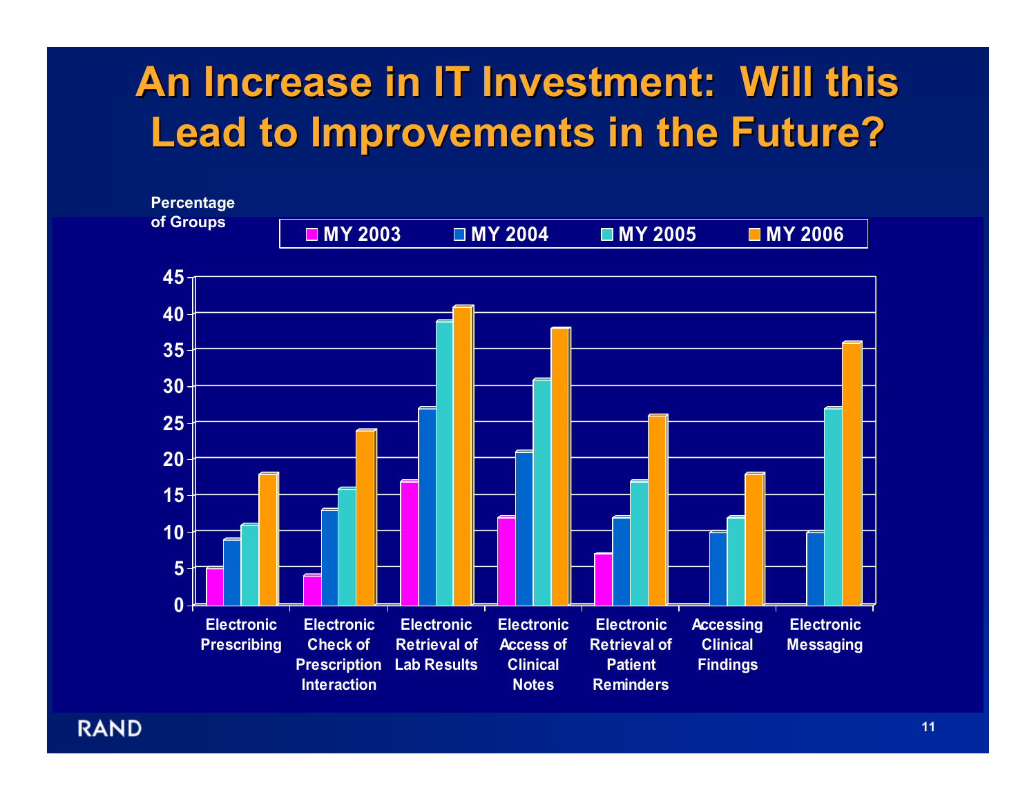# An Increase in IT Investment: Will this Lead to Improvements in the Future?

Percentage of Groups

| | MY 2003 | MY 2004 | MY 2005 | MY 2006 |
|---|---|---|---|---|
| Electronic Prescribing | 5 | 9 | 11 | 18 |
| Electronic Check of Prescription Interaction | 4 | 13 | 16 | 24 |
| Electronic Retrieval of Lab Results | 17 | 27 | 39 | 41 |
| Electronic Access of Clinical Notes | 12 | 21 | 31 | 38 |
| Electronic Retrieval of Patient Reminders | 7 | 12 | 17 | 26 |
| Accessing Clinical Findings | | 10 | 12 | 18 |
| Electronic Messaging | | 10 | 27 | 36 |

RAND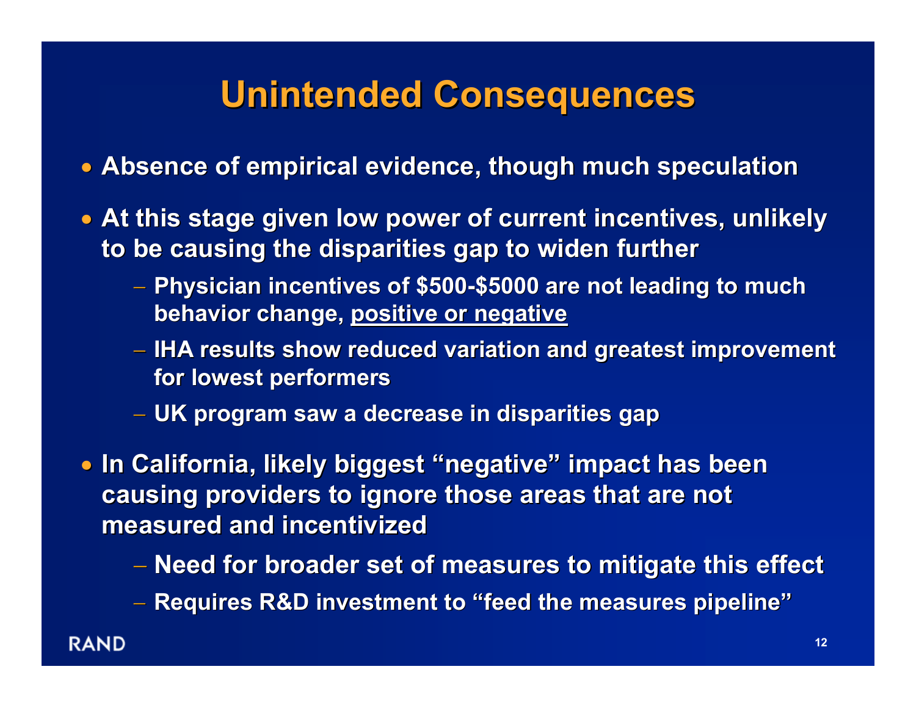# Unintended Consequences

- Absence of empirical evidence, though much speculation
- At this stage given low power of current incentives, unlikely to be causing the disparities gap to widen further
  - Physician incentives of $500-$5000 are not leading to much behavior change, <u>positive or negative</u>
  - IHA results show reduced variation and greatest improvement for lowest performers
  - UK program saw a decrease in disparities gap
- In California, likely biggest "negative" impact has been causing providers to ignore those areas that are not measured and incentivized
  - Need for broader set of measures to mitigate this effect
  - Requires R&D investment to "feed the measures pipeline"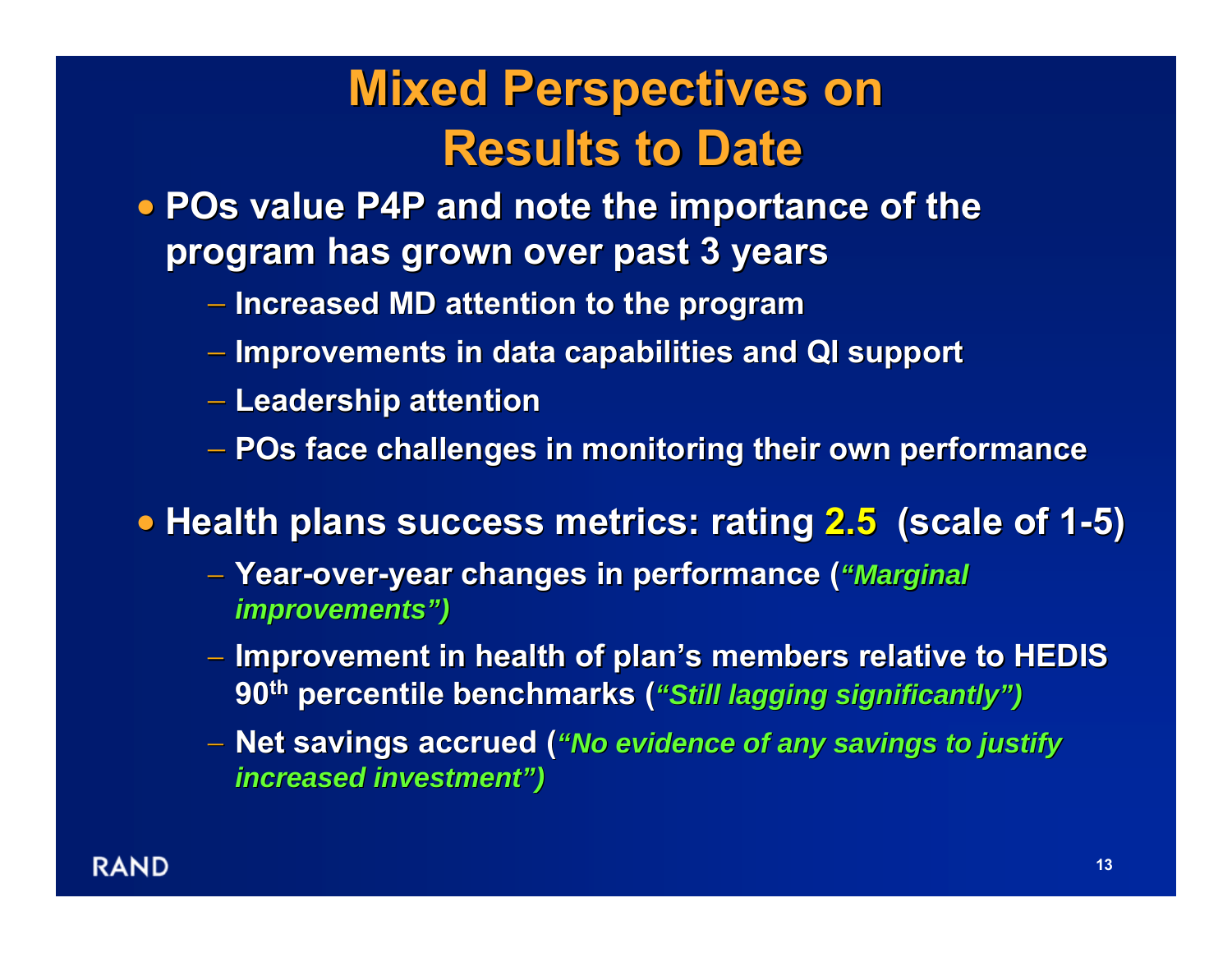# Mixed Perspectives on Results to Date

- **POs value P4P and note the importance of the program has grown over past 3 years**
  - **Increased MD attention to the program**
  - **Improvements in data capabilities and QI support**
  - **Leadership attention**
  - **POs face challenges in monitoring their own performance**

- **Health plans success metrics: rating 2.5 (scale of 1-5)**
  - **Year-over-year changes in performance (*"Marginal improvements")***
  - **Improvement in health of plan's members relative to HEDIS 90th percentile benchmarks (*"Still lagging significantly")***
  - **Net savings accrued (*"No evidence of any savings to justify increased investment")***

RAND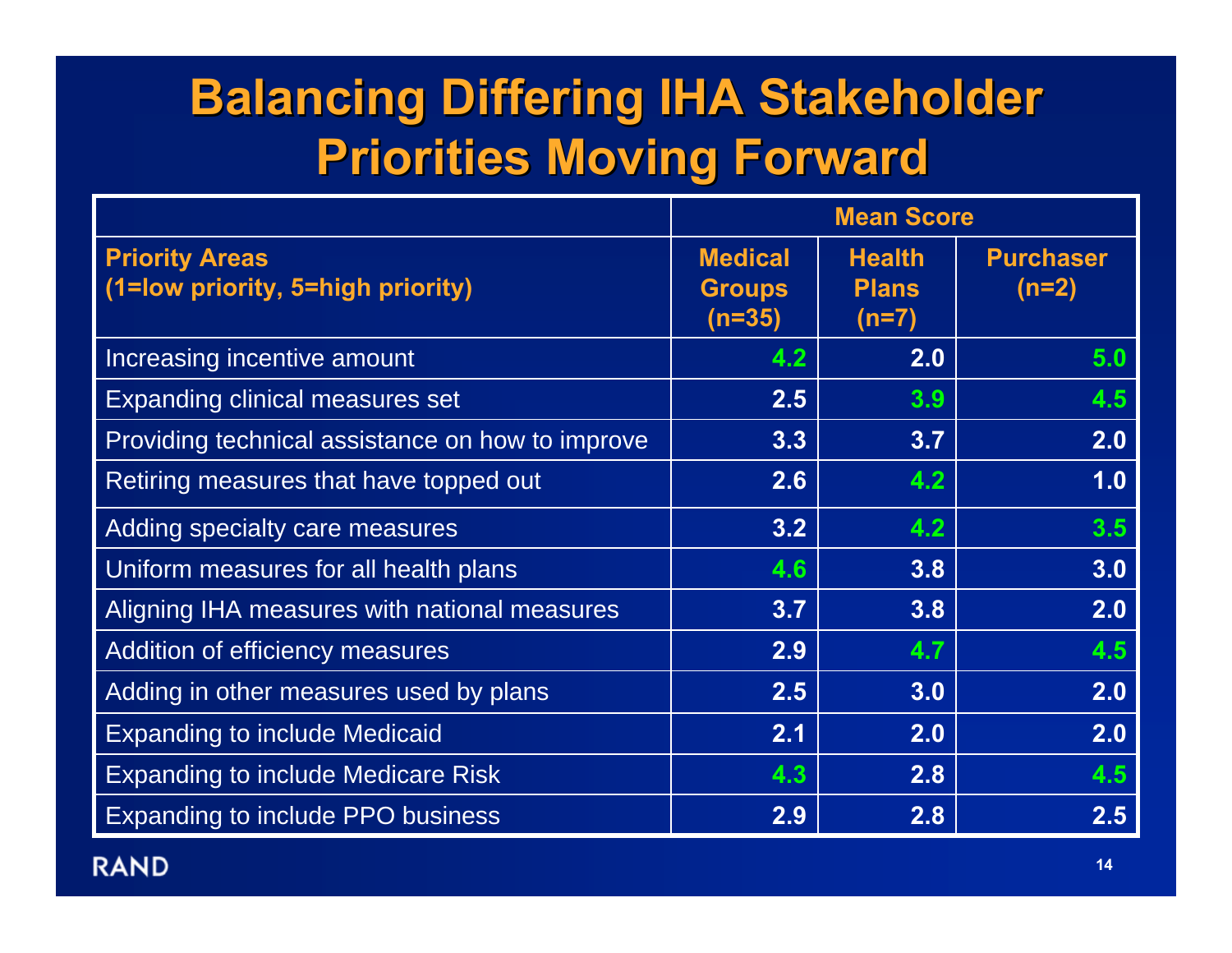# Balancing Differing IHA Stakeholder Priorities Moving Forward

| | Mean Score | | |
|---|---|---|---|
| **Priority Areas (1=low priority, 5=high priority)** | **Medical Groups (n=35)** | **Health Plans (n=7)** | **Purchaser (n=2)** |
| Increasing incentive amount | 4.2 | 2.0 | 5.0 |
| Expanding clinical measures set | 2.5 | 3.9 | 4.5 |
| Providing technical assistance on how to improve | 3.3 | 3.7 | 2.0 |
| Retiring measures that have topped out | 2.6 | 4.2 | 1.0 |
| Adding specialty care measures | 3.2 | 4.2 | 3.5 |
| Uniform measures for all health plans | 4.6 | 3.8 | 3.0 |
| Aligning IHA measures with national measures | 3.7 | 3.8 | 2.0 |
| Addition of efficiency measures | 2.9 | 4.7 | 4.5 |
| Adding in other measures used by plans | 2.5 | 3.0 | 2.0 |
| Expanding to include Medicaid | 2.1 | 2.0 | 2.0 |
| Expanding to include Medicare Risk | 4.3 | 2.8 | 4.5 |
| Expanding to include PPO business | 2.9 | 2.8 | 2.5 |

RAND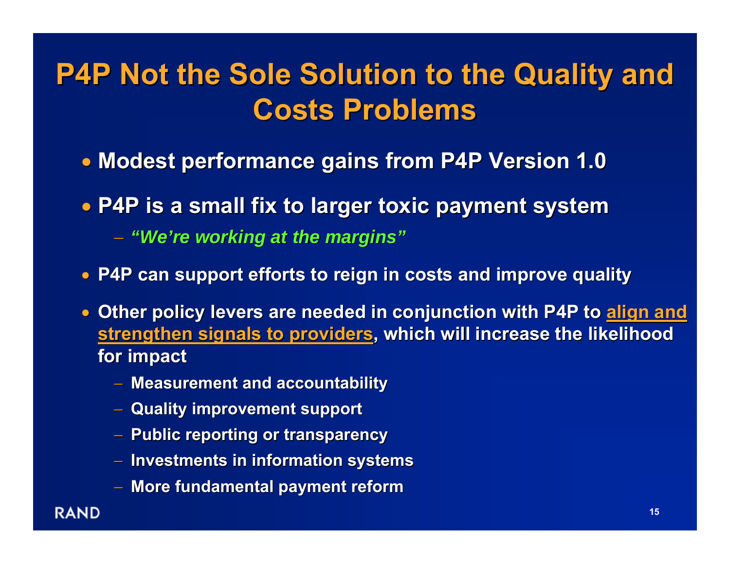# P4P Not the Sole Solution to the Quality and Costs Problems

- **Modest performance gains from P4P Version 1.0**
- **P4P is a small fix to larger toxic payment system**
  - ***"We're working at the margins"***
- **P4P can support efforts to reign in costs and improve quality**
- **Other policy levers are needed in conjunction with P4P to <u>align and strengthen signals to providers</u>, which will increase the likelihood for impact**
  - **Measurement and accountability**
  - **Quality improvement support**
  - **Public reporting or transparency**
  - **Investments in information systems**
  - **More fundamental payment reform**

RAND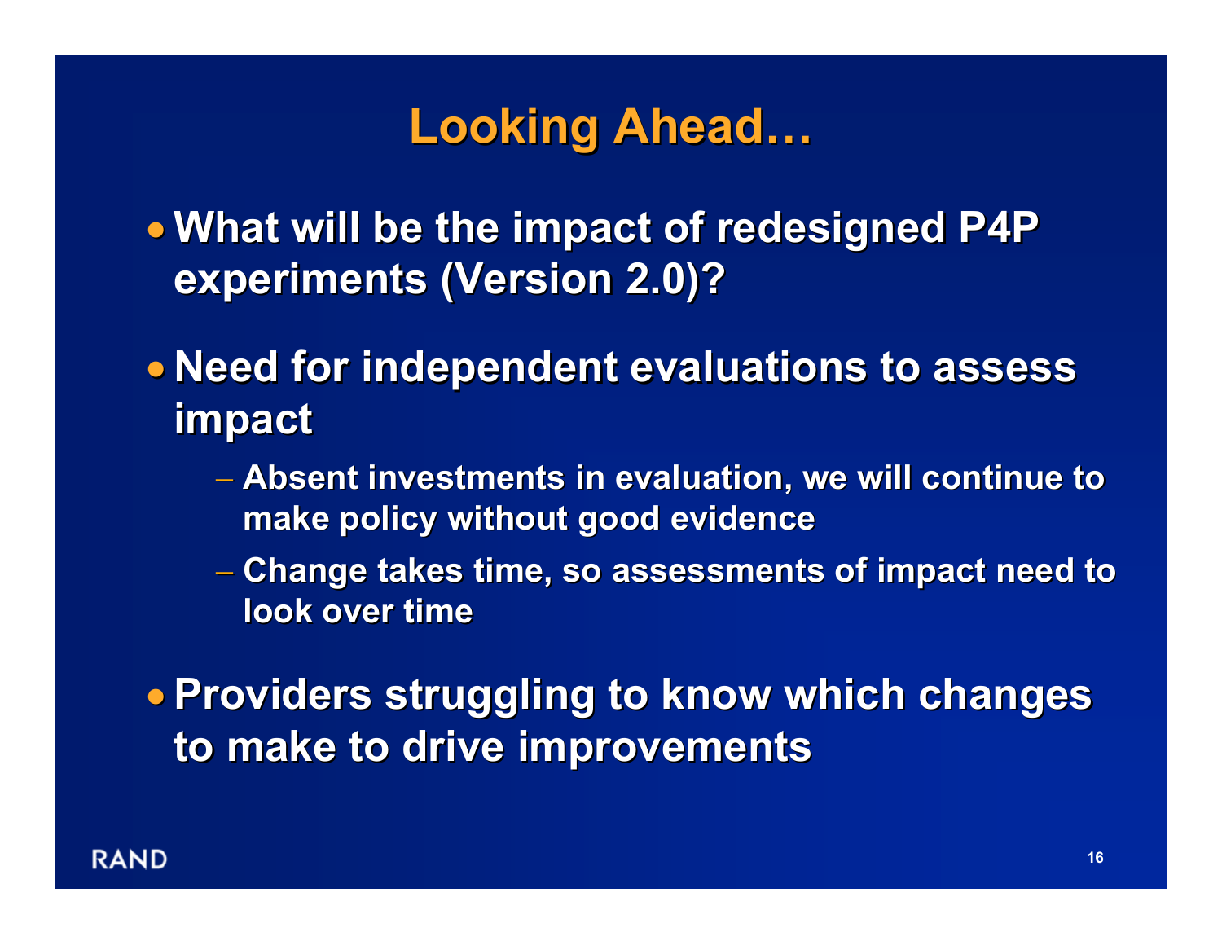# Looking Ahead…

- What will be the impact of redesigned P4P experiments (Version 2.0)?
- Need for independent evaluations to assess impact
  - Absent investments in evaluation, we will continue to make policy without good evidence
  - Change takes time, so assessments of impact need to look over time
- Providers struggling to know which changes to make to drive improvements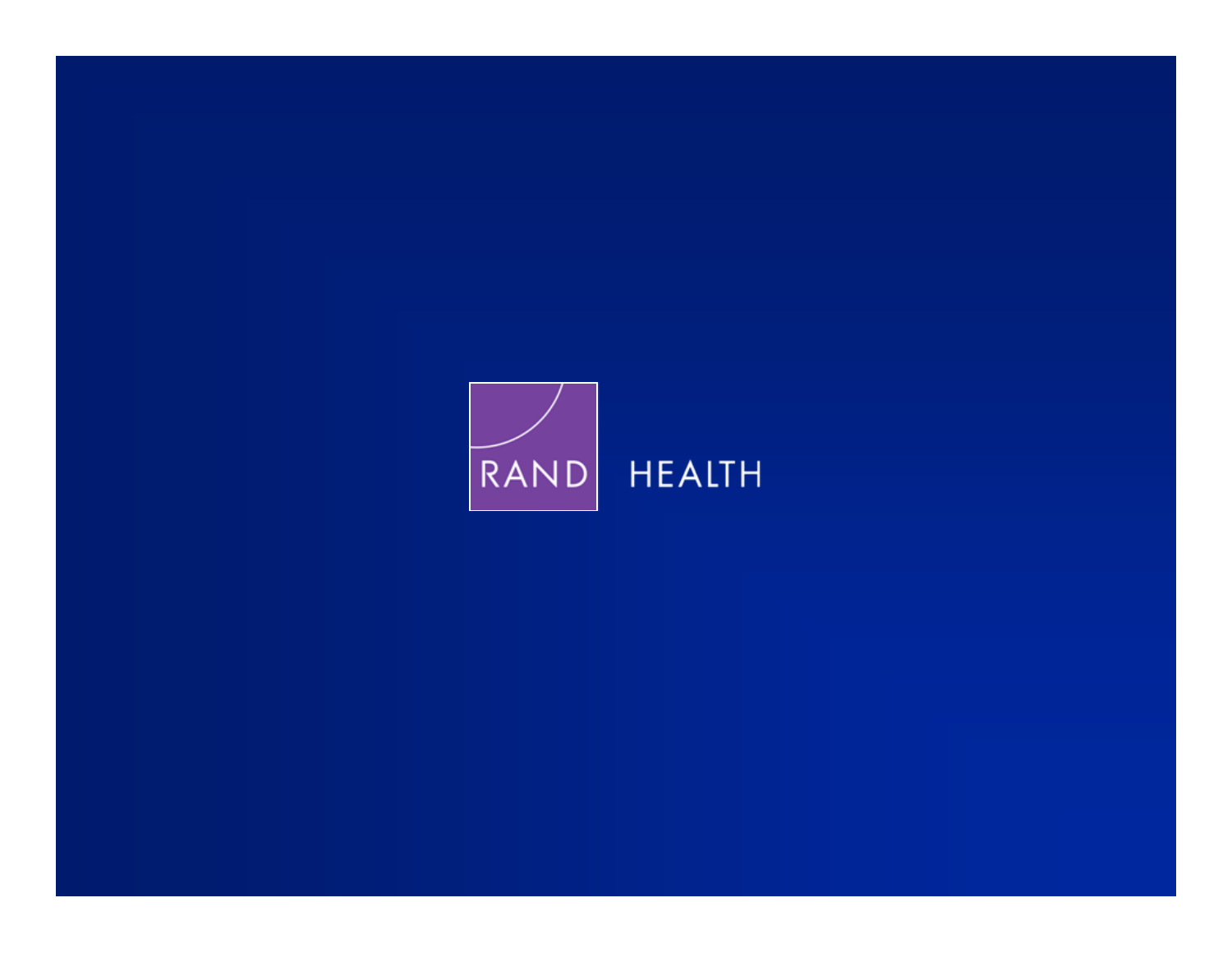RAND HEALTH